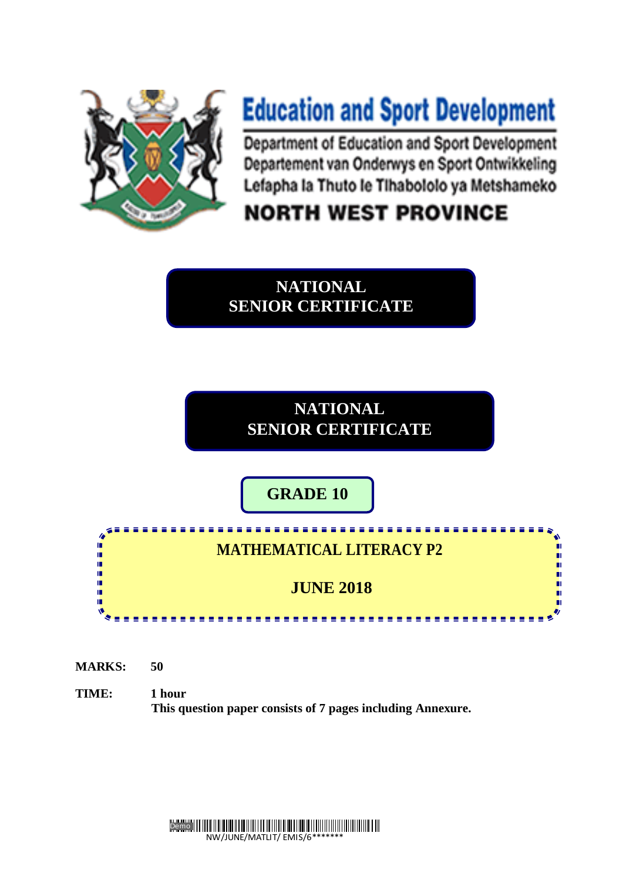# Education and Sport Development

Department of Education and Sport Development
Departement van Onderwys en Sport Ontwikkeling
Lefapha la Thuto le Tlhabololo ya Metshameko

**NORTH WEST PROVINCE**

**NATIONAL SENIOR CERTIFICATE**

**NATIONAL SENIOR CERTIFICATE**

**GRADE 10**

**MATHEMATICAL LITERACY P2**

**JUNE 2018**

**MARKS:** **50**

**TIME:** **1 hour**

**This question paper consists of 7 pages including Annexure.**

NW/JUNE/MATLIT/ EMIS/6*******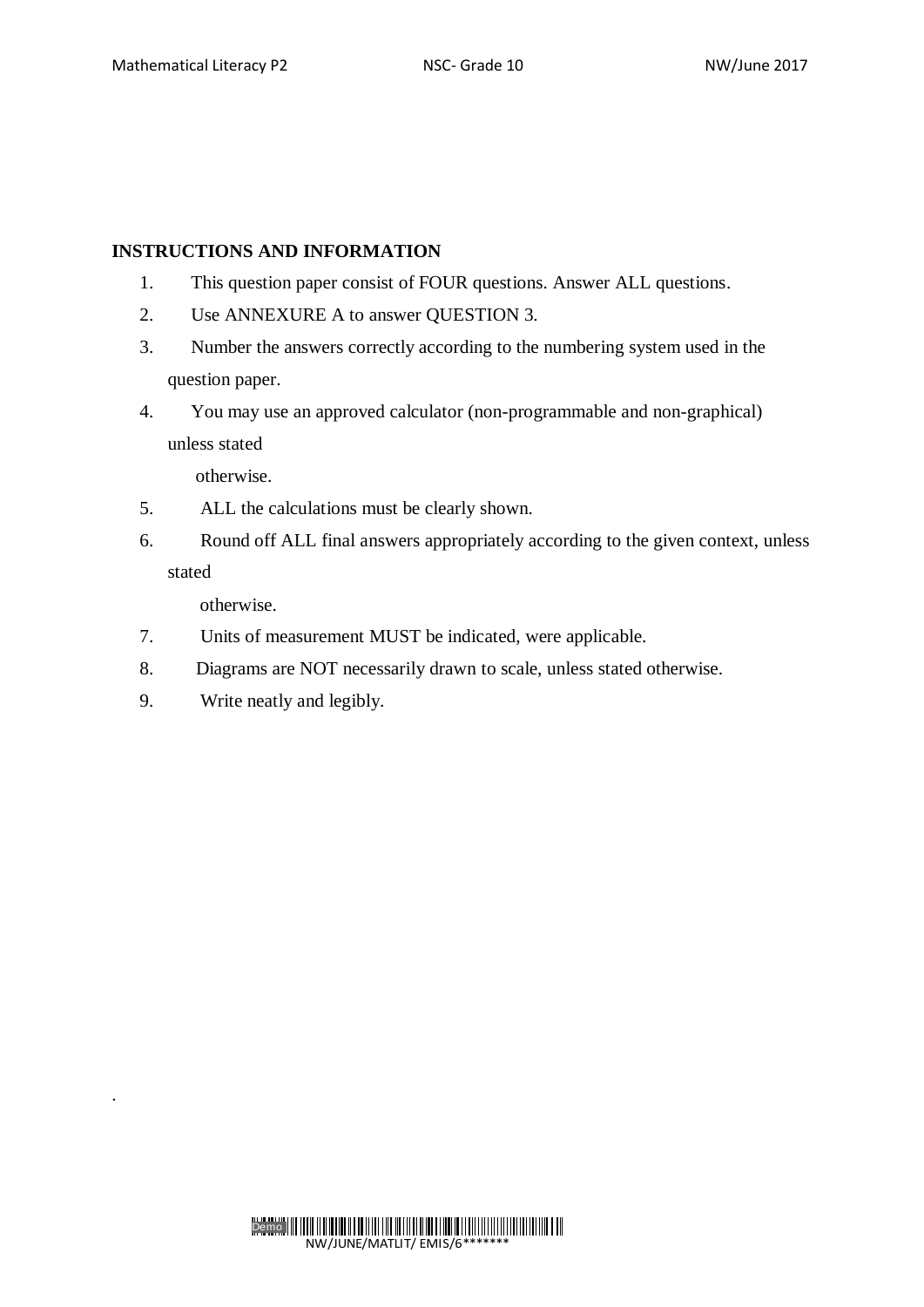**INSTRUCTIONS AND INFORMATION**

1. This question paper consist of FOUR questions. Answer ALL questions.
2. Use ANNEXURE A to answer QUESTION 3.
3. Number the answers correctly according to the numbering system used in the question paper.
4. You may use an approved calculator (non-programmable and non-graphical) unless stated otherwise.
5. ALL the calculations must be clearly shown.
6. Round off ALL final answers appropriately according to the given context, unless stated otherwise.
7. Units of measurement MUST be indicated, were applicable.
8. Diagrams are NOT necessarily drawn to scale, unless stated otherwise.
9. Write neatly and legibly.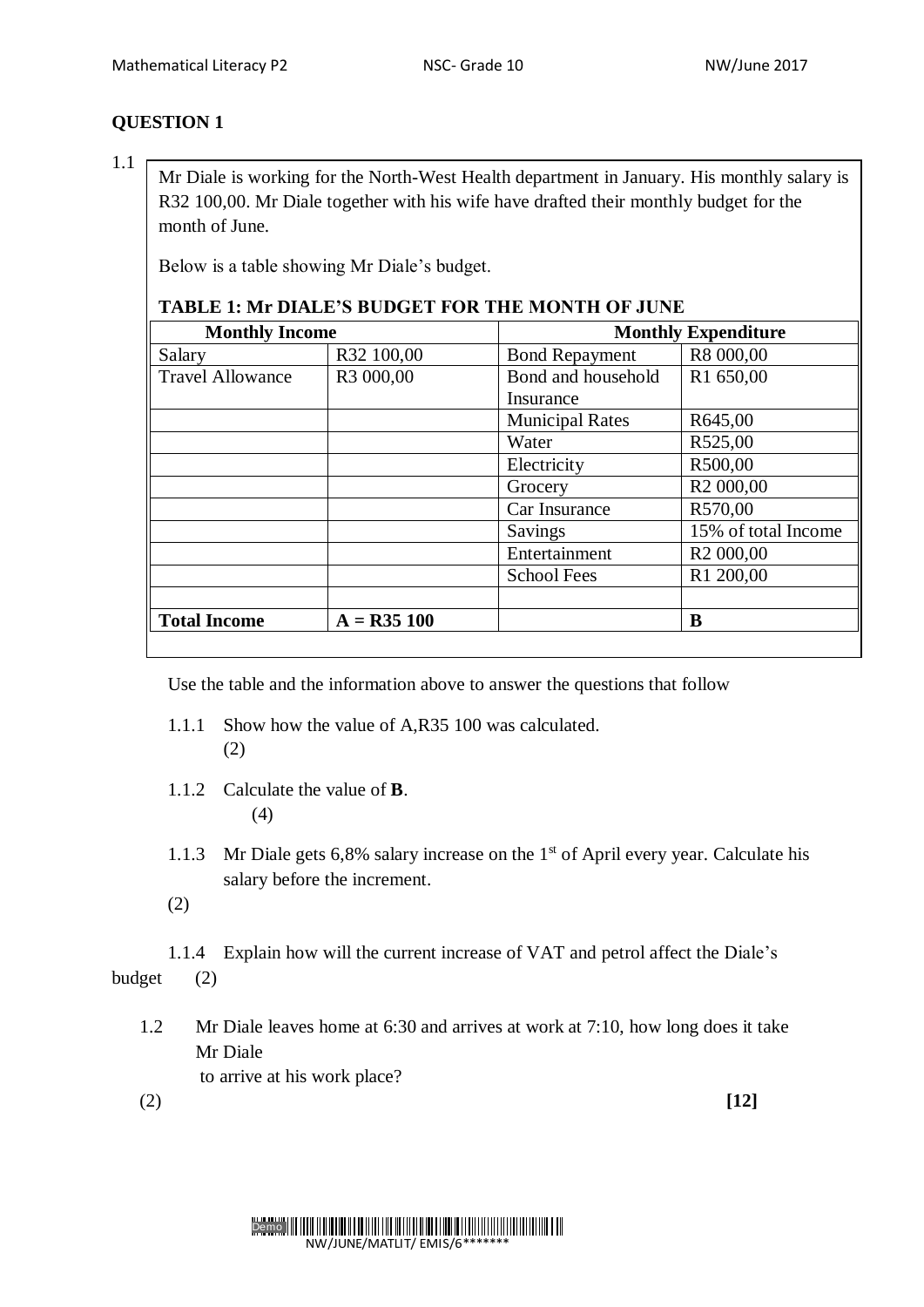## QUESTION 1

1.1

Mr Diale is working for the North-West Health department in January. His monthly salary is R32 100,00. Mr Diale together with his wife have drafted their monthly budget for the month of June.

Below is a table showing Mr Diale's budget.

**TABLE 1: Mr DIALE'S BUDGET FOR THE MONTH OF JUNE**

| **Monthly Income** | | **Monthly Expenditure** | |
|---|---|---|---|
| Salary | R32 100,00 | Bond Repayment | R8 000,00 |
| Travel Allowance | R3 000,00 | Bond and household Insurance | R1 650,00 |
| | | Municipal Rates | R645,00 |
| | | Water | R525,00 |
| | | Electricity | R500,00 |
| | | Grocery | R2 000,00 |
| | | Car Insurance | R570,00 |
| | | Savings | 15% of total Income |
| | | Entertainment | R2 000,00 |
| | | School Fees | R1 200,00 |
| | | | |
| **Total Income** | **A = R35 100** | | **B** |

Use the table and the information above to answer the questions that follow

1.1.1 Show how the value of A,R35 100 was calculated. (2)

1.1.2 Calculate the value of **B**. (4)

1.1.3 Mr Diale gets 6,8% salary increase on the 1st of April every year. Calculate his salary before the increment. (2)

1.1.4 Explain how will the current increase of VAT and petrol affect the Diale's budget (2)

1.2 Mr Diale leaves home at 6:30 and arrives at work at 7:10, how long does it take Mr Diale to arrive at his work place? (2)

**[12]**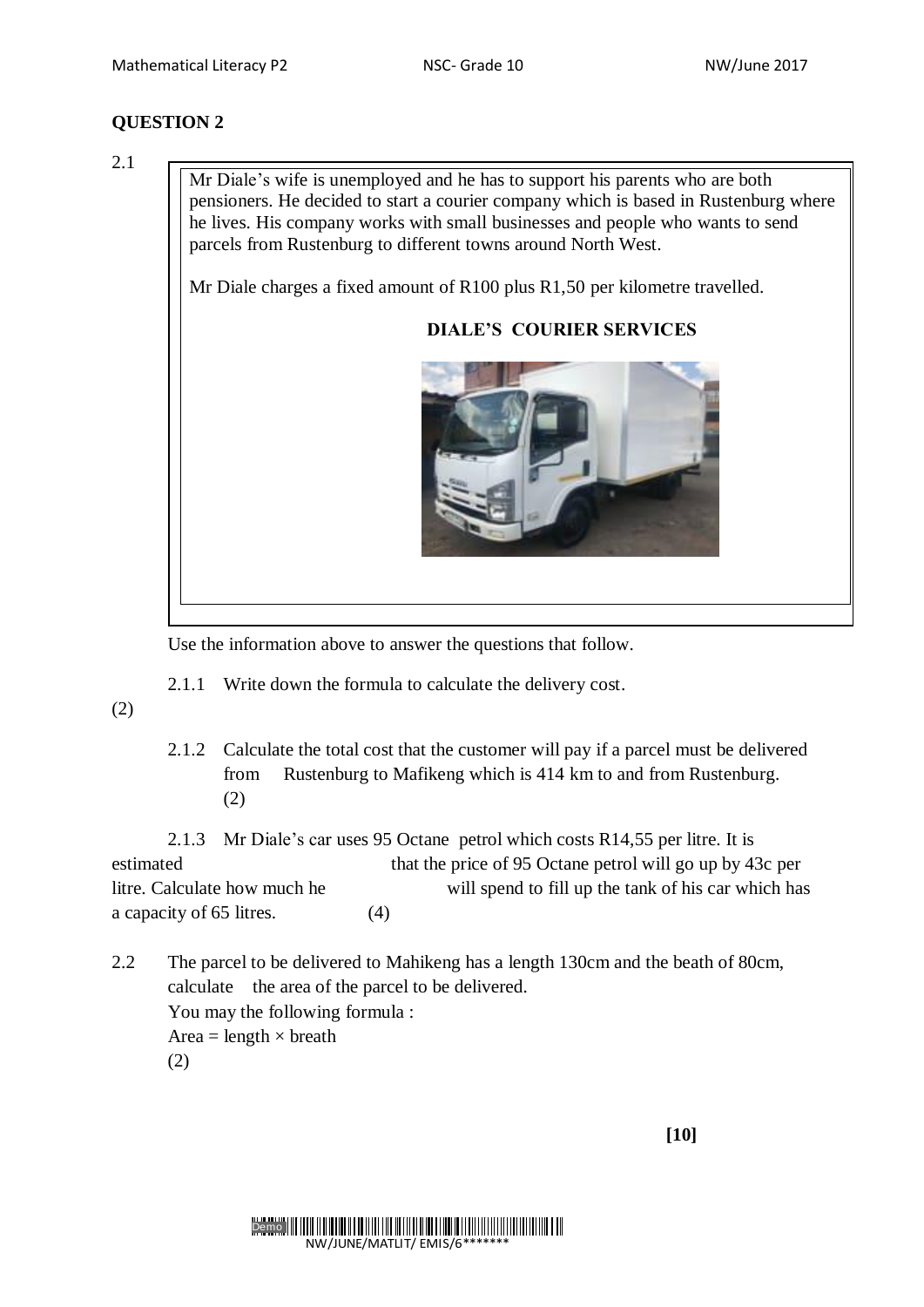## QUESTION 2

2.1

> Mr Diale's wife is unemployed and he has to support his parents who are both pensioners. He decided to start a courier company which is based in Rustenburg where he lives. His company works with small businesses and people who wants to send parcels from Rustenburg to different towns around North West.
>
> Mr Diale charges a fixed amount of R100 plus R1,50 per kilometre travelled.
>
> **DIALE'S COURIER SERVICES**

Use the information above to answer the questions that follow.

2.1.1 Write down the formula to calculate the delivery cost. (2)

2.1.2 Calculate the total cost that the customer will pay if a parcel must be delivered from Rustenburg to Mafikeng which is 414 km to and from Rustenburg. (2)

2.1.3 Mr Diale's car uses 95 Octane petrol which costs R14,55 per litre. It is estimated that the price of 95 Octane petrol will go up by 43c per litre. Calculate how much he will spend to fill up the tank of his car which has a capacity of 65 litres. (4)

2.2 The parcel to be delivered to Mahikeng has a length 130cm and the beath of 80cm, calculate the area of the parcel to be delivered.
You may the following formula :
Area = length × breath
(2)

**[10]**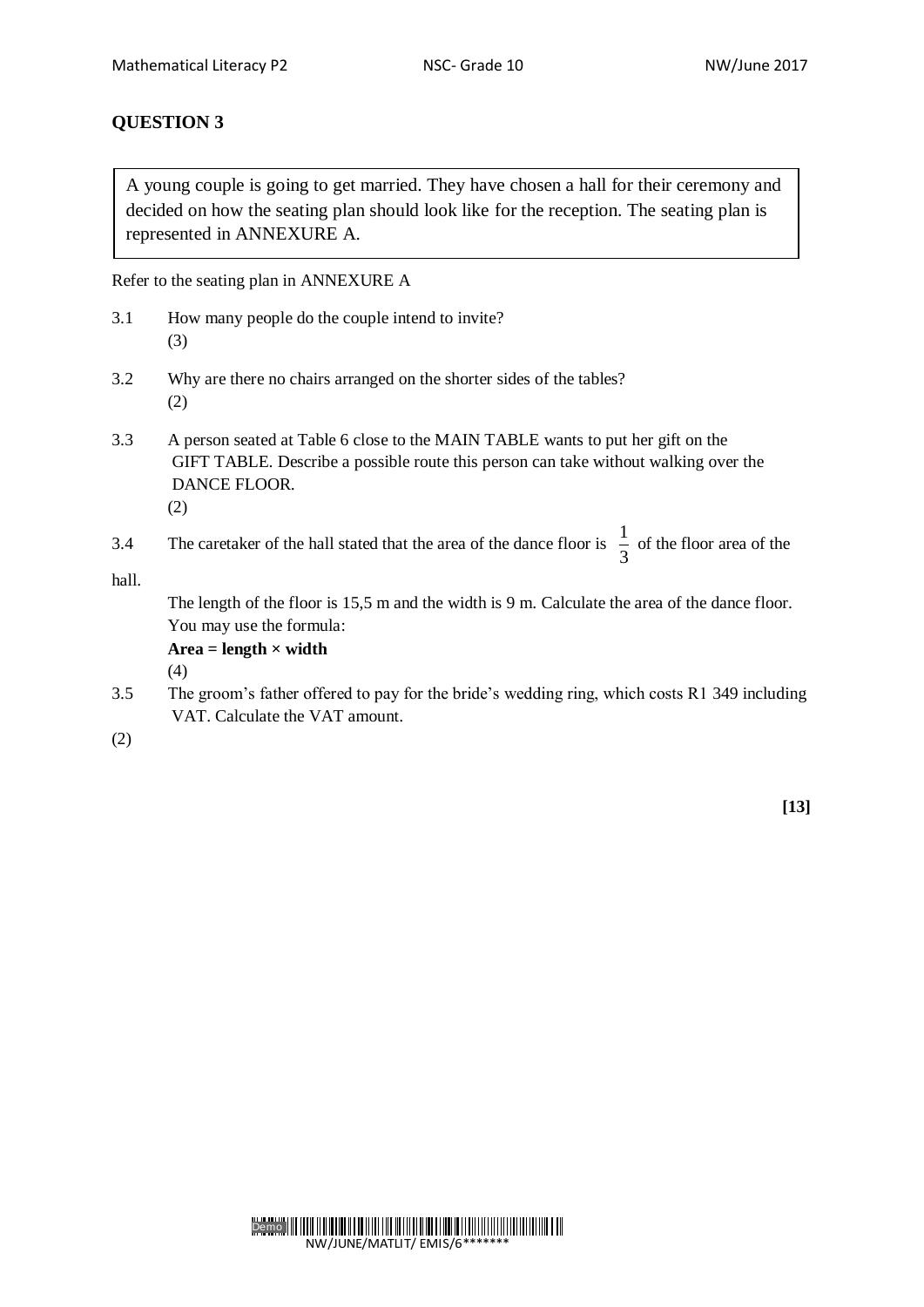# QUESTION 3

A young couple is going to get married. They have chosen a hall for their ceremony and decided on how the seating plan should look like for the reception. The seating plan is represented in ANNEXURE A.

Refer to the seating plan in ANNEXURE A

3.1 How many people do the couple intend to invite? (3)

3.2 Why are there no chairs arranged on the shorter sides of the tables? (2)

3.3 A person seated at Table 6 close to the MAIN TABLE wants to put her gift on the GIFT TABLE. Describe a possible route this person can take without walking over the DANCE FLOOR. (2)

3.4 The caretaker of the hall stated that the area of the dance floor is $\frac{1}{3}$ of the floor area of the hall.

The length of the floor is 15,5 m and the width is 9 m. Calculate the area of the dance floor. You may use the formula:

**Area = length × width** (4)

3.5 The groom's father offered to pay for the bride's wedding ring, which costs R1 349 including VAT. Calculate the VAT amount. (2)

**[13]**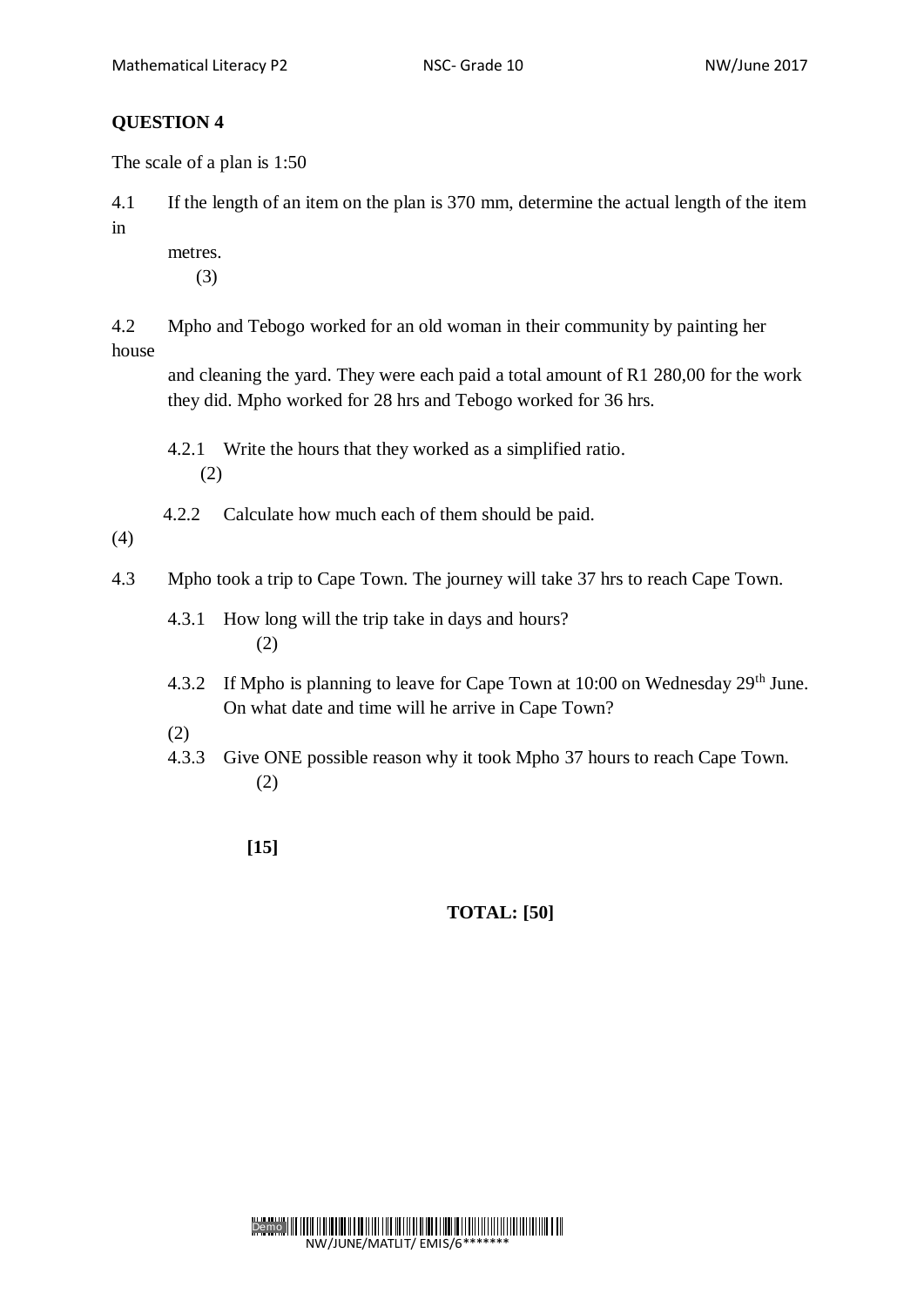**QUESTION 4**

The scale of a plan is 1:50

4.1 If the length of an item on the plan is 370 mm, determine the actual length of the item in metres. (3)

4.2 Mpho and Tebogo worked for an old woman in their community by painting her house and cleaning the yard. They were each paid a total amount of R1 280,00 for the work they did. Mpho worked for 28 hrs and Tebogo worked for 36 hrs.

4.2.1 Write the hours that they worked as a simplified ratio. (2)

4.2.2 Calculate how much each of them should be paid. (4)

4.3 Mpho took a trip to Cape Town. The journey will take 37 hrs to reach Cape Town.

4.3.1 How long will the trip take in days and hours? (2)

4.3.2 If Mpho is planning to leave for Cape Town at 10:00 on Wednesday 29th June. On what date and time will he arrive in Cape Town? (2)

4.3.3 Give ONE possible reason why it took Mpho 37 hours to reach Cape Town. (2)

**[15]**

**TOTAL: [50]**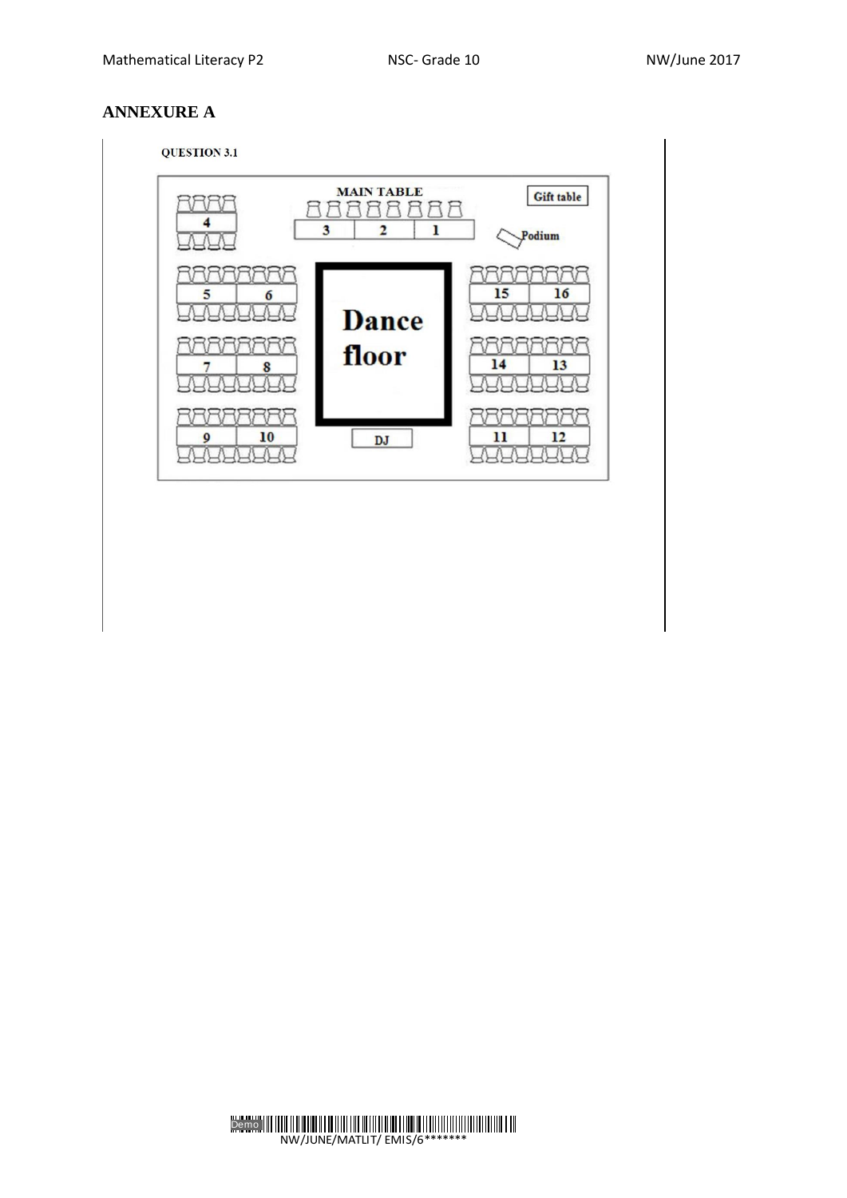# ANNEXURE A

**QUESTION 3.1**

MAIN TABLE

Gift table

Podium

3 2 1

4

5 6

7 8

9 10

Dance floor

DJ

15 16

14 13

11 12